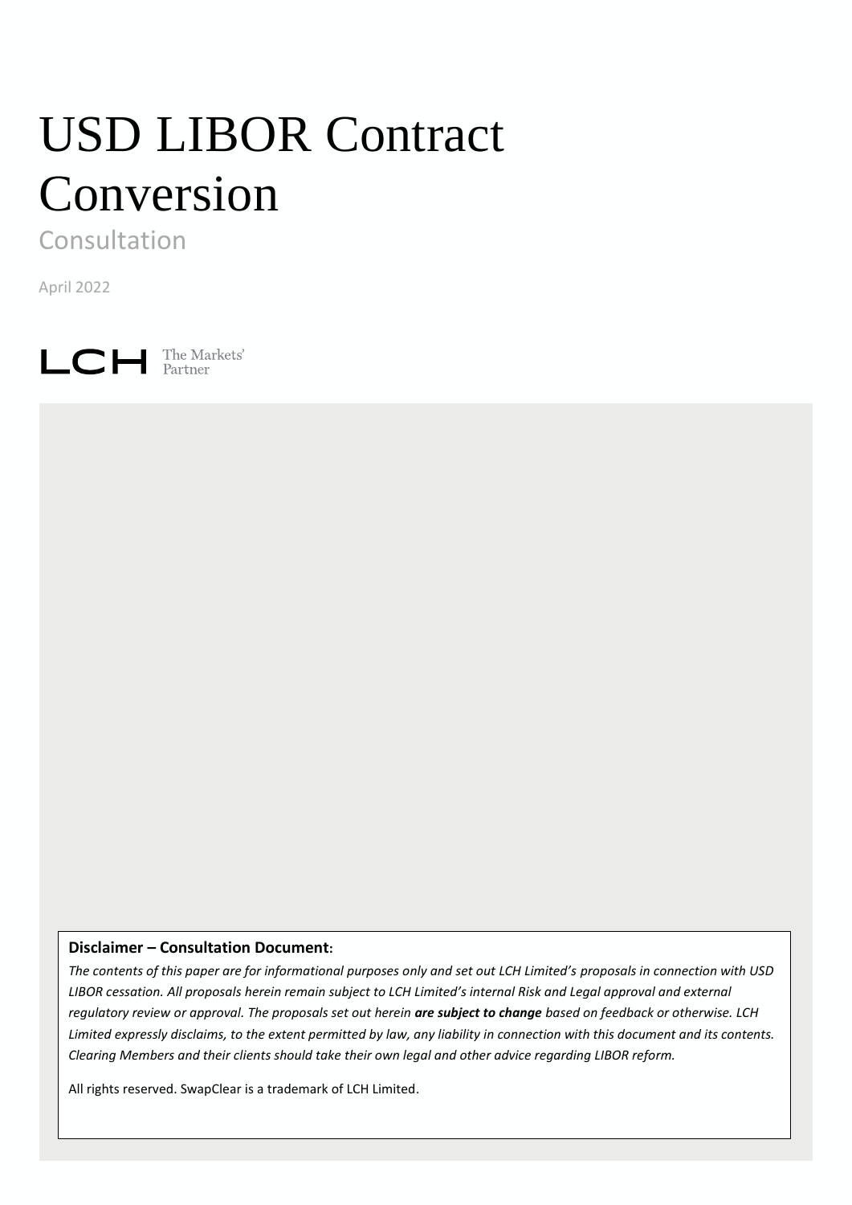# USD LIBOR Contract Conversion

Consultation

April 2022

LCH The Markets' Partner

**Disclaimer – Consultation Document:**

*The contents of this paper are for informational purposes only and set out LCH Limited's proposals in connection with USD LIBOR cessation. All proposals herein remain subject to LCH Limited's internal Risk and Legal approval and external regulatory review or approval. The proposals set out herein* ***are subject to change*** *based on feedback or otherwise. LCH Limited expressly disclaims, to the extent permitted by law, any liability in connection with this document and its contents. Clearing Members and their clients should take their own legal and other advice regarding LIBOR reform.*

All rights reserved. SwapClear is a trademark of LCH Limited.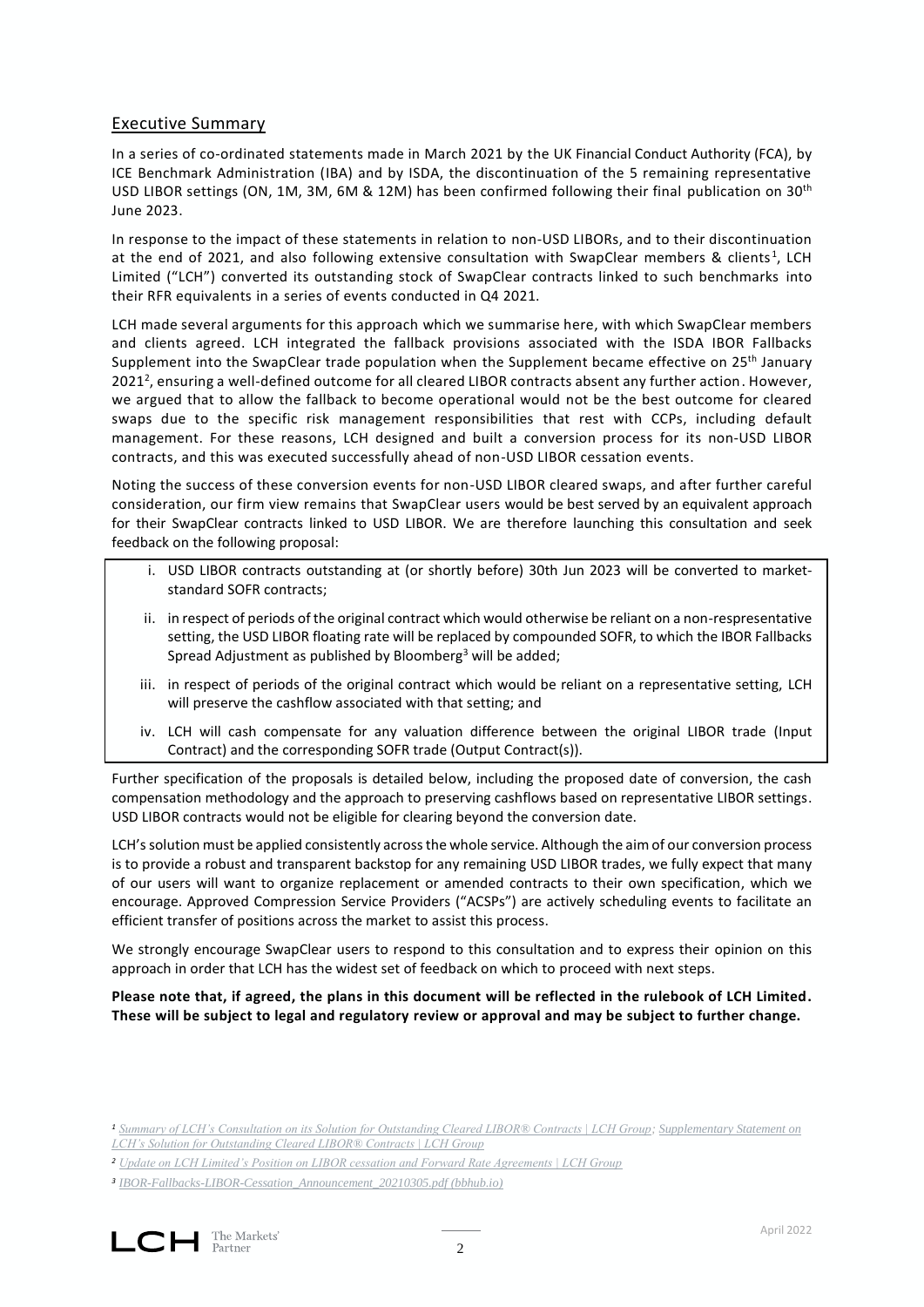## Executive Summary

In a series of co-ordinated statements made in March 2021 by the UK Financial Conduct Authority (FCA), by ICE Benchmark Administration (IBA) and by ISDA, the discontinuation of the 5 remaining representative USD LIBOR settings (ON, 1M, 3M, 6M & 12M) has been confirmed following their final publication on 30th June 2023.

In response to the impact of these statements in relation to non-USD LIBORs, and to their discontinuation at the end of 2021, and also following extensive consultation with SwapClear members & clients[1], LCH Limited ("LCH") converted its outstanding stock of SwapClear contracts linked to such benchmarks into their RFR equivalents in a series of events conducted in Q4 2021.

LCH made several arguments for this approach which we summarise here, with which SwapClear members and clients agreed. LCH integrated the fallback provisions associated with the ISDA IBOR Fallbacks Supplement into the SwapClear trade population when the Supplement became effective on 25th January 2021[2], ensuring a well-defined outcome for all cleared LIBOR contracts absent any further action. However, we argued that to allow the fallback to become operational would not be the best outcome for cleared swaps due to the specific risk management responsibilities that rest with CCPs, including default management. For these reasons, LCH designed and built a conversion process for its non-USD LIBOR contracts, and this was executed successfully ahead of non-USD LIBOR cessation events.

Noting the success of these conversion events for non-USD LIBOR cleared swaps, and after further careful consideration, our firm view remains that SwapClear users would be best served by an equivalent approach for their SwapClear contracts linked to USD LIBOR. We are therefore launching this consultation and seek feedback on the following proposal:

i. USD LIBOR contracts outstanding at (or shortly before) 30th Jun 2023 will be converted to market-standard SOFR contracts;

ii. in respect of periods of the original contract which would otherwise be reliant on a non-respresentative setting, the USD LIBOR floating rate will be replaced by compounded SOFR, to which the IBOR Fallbacks Spread Adjustment as published by Bloomberg[3] will be added;

iii. in respect of periods of the original contract which would be reliant on a representative setting, LCH will preserve the cashflow associated with that setting; and

iv. LCH will cash compensate for any valuation difference between the original LIBOR trade (Input Contract) and the corresponding SOFR trade (Output Contract(s)).

Further specification of the proposals is detailed below, including the proposed date of conversion, the cash compensation methodology and the approach to preserving cashflows based on representative LIBOR settings. USD LIBOR contracts would not be eligible for clearing beyond the conversion date.

LCH's solution must be applied consistently across the whole service. Although the aim of our conversion process is to provide a robust and transparent backstop for any remaining USD LIBOR trades, we fully expect that many of our users will want to organize replacement or amended contracts to their own specification, which we encourage. Approved Compression Service Providers ("ACSPs") are actively scheduling events to facilitate an efficient transfer of positions across the market to assist this process.

We strongly encourage SwapClear users to respond to this consultation and to express their opinion on this approach in order that LCH has the widest set of feedback on which to proceed with next steps.

**Please note that, if agreed, the plans in this document will be reflected in the rulebook of LCH Limited. These will be subject to legal and regulatory review or approval and may be subject to further change.**

[1] Summary of LCH's Consultation on its Solution for Outstanding Cleared LIBOR® Contracts | LCH Group; Supplementary Statement on LCH's Solution for Outstanding Cleared LIBOR® Contracts | LCH Group

[2] Update on LCH Limited's Position on LIBOR cessation and Forward Rate Agreements | LCH Group

[3] IBOR-Fallbacks-LIBOR-Cessation_Announcement_20210305.pdf (bbhub.io)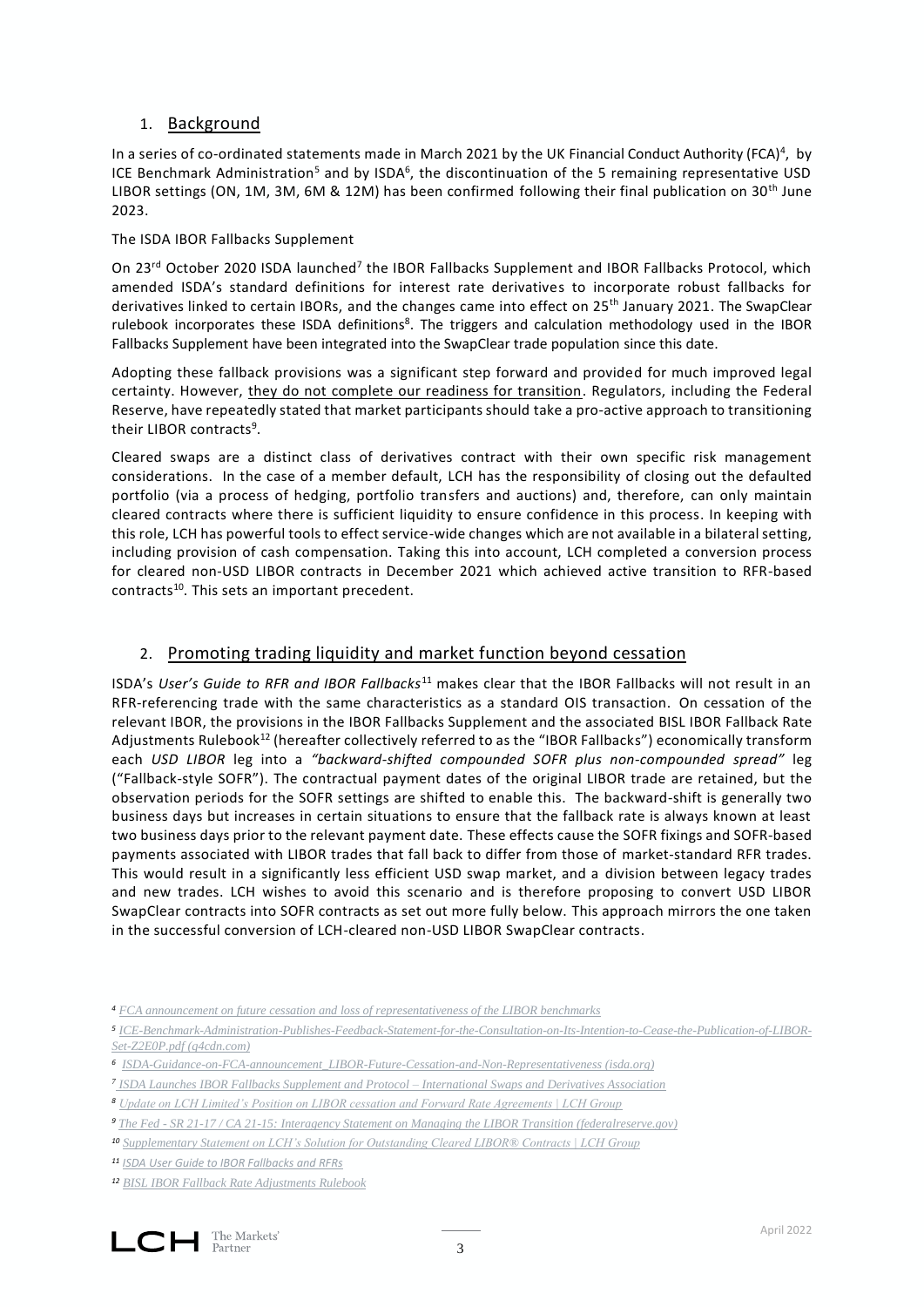## 1. Background

In a series of co-ordinated statements made in March 2021 by the UK Financial Conduct Authority (FCA)[4], by ICE Benchmark Administration[5] and by ISDA[6], the discontinuation of the 5 remaining representative USD LIBOR settings (ON, 1M, 3M, 6M & 12M) has been confirmed following their final publication on 30th June 2023.

The ISDA IBOR Fallbacks Supplement

On 23rd October 2020 ISDA launched[7] the IBOR Fallbacks Supplement and IBOR Fallbacks Protocol, which amended ISDA's standard definitions for interest rate derivatives to incorporate robust fallbacks for derivatives linked to certain IBORs, and the changes came into effect on 25th January 2021. The SwapClear rulebook incorporates these ISDA definitions[8]. The triggers and calculation methodology used in the IBOR Fallbacks Supplement have been integrated into the SwapClear trade population since this date.

Adopting these fallback provisions was a significant step forward and provided for much improved legal certainty. However, they do not complete our readiness for transition. Regulators, including the Federal Reserve, have repeatedly stated that market participants should take a pro-active approach to transitioning their LIBOR contracts[9].

Cleared swaps are a distinct class of derivatives contract with their own specific risk management considerations. In the case of a member default, LCH has the responsibility of closing out the defaulted portfolio (via a process of hedging, portfolio transfers and auctions) and, therefore, can only maintain cleared contracts where there is sufficient liquidity to ensure confidence in this process. In keeping with this role, LCH has powerful tools to effect service-wide changes which are not available in a bilateral setting, including provision of cash compensation. Taking this into account, LCH completed a conversion process for cleared non-USD LIBOR contracts in December 2021 which achieved active transition to RFR-based contracts[10]. This sets an important precedent.

## 2. Promoting trading liquidity and market function beyond cessation

ISDA's *User's Guide to RFR and IBOR Fallbacks*[11] makes clear that the IBOR Fallbacks will not result in an RFR-referencing trade with the same characteristics as a standard OIS transaction. On cessation of the relevant IBOR, the provisions in the IBOR Fallbacks Supplement and the associated BISL IBOR Fallback Rate Adjustments Rulebook[12] (hereafter collectively referred to as the "IBOR Fallbacks") economically transform each *USD LIBOR* leg into a *"backward-shifted compounded SOFR plus non-compounded spread"* leg ("Fallback-style SOFR"). The contractual payment dates of the original LIBOR trade are retained, but the observation periods for the SOFR settings are shifted to enable this. The backward-shift is generally two business days but increases in certain situations to ensure that the fallback rate is always known at least two business days prior to the relevant payment date. These effects cause the SOFR fixings and SOFR-based payments associated with LIBOR trades that fall back to differ from those of market-standard RFR trades. This would result in a significantly less efficient USD swap market, and a division between legacy trades and new trades. LCH wishes to avoid this scenario and is therefore proposing to convert USD LIBOR SwapClear contracts into SOFR contracts as set out more fully below. This approach mirrors the one taken in the successful conversion of LCH-cleared non-USD LIBOR SwapClear contracts.

---

[4] FCA announcement on future cessation and loss of representativeness of the LIBOR benchmarks

[5] ICE-Benchmark-Administration-Publishes-Feedback-Statement-for-the-Consultation-on-Its-Intention-to-Cease-the-Publication-of-LIBOR-Set-Z2E0P.pdf (q4cdn.com)

[6] ISDA-Guidance-on-FCA-announcement_LIBOR-Future-Cessation-and-Non-Representativeness (isda.org)

[7] ISDA Launches IBOR Fallbacks Supplement and Protocol – International Swaps and Derivatives Association

[8] Update on LCH Limited's Position on LIBOR cessation and Forward Rate Agreements | LCH Group

[9] The Fed - SR 21-17 / CA 21-15: Interagency Statement on Managing the LIBOR Transition (federalreserve.gov)

[10] Supplementary Statement on LCH's Solution for Outstanding Cleared LIBOR® Contracts | LCH Group

[11] ISDA User Guide to IBOR Fallbacks and RFRs

[12] BISL IBOR Fallback Rate Adjustments Rulebook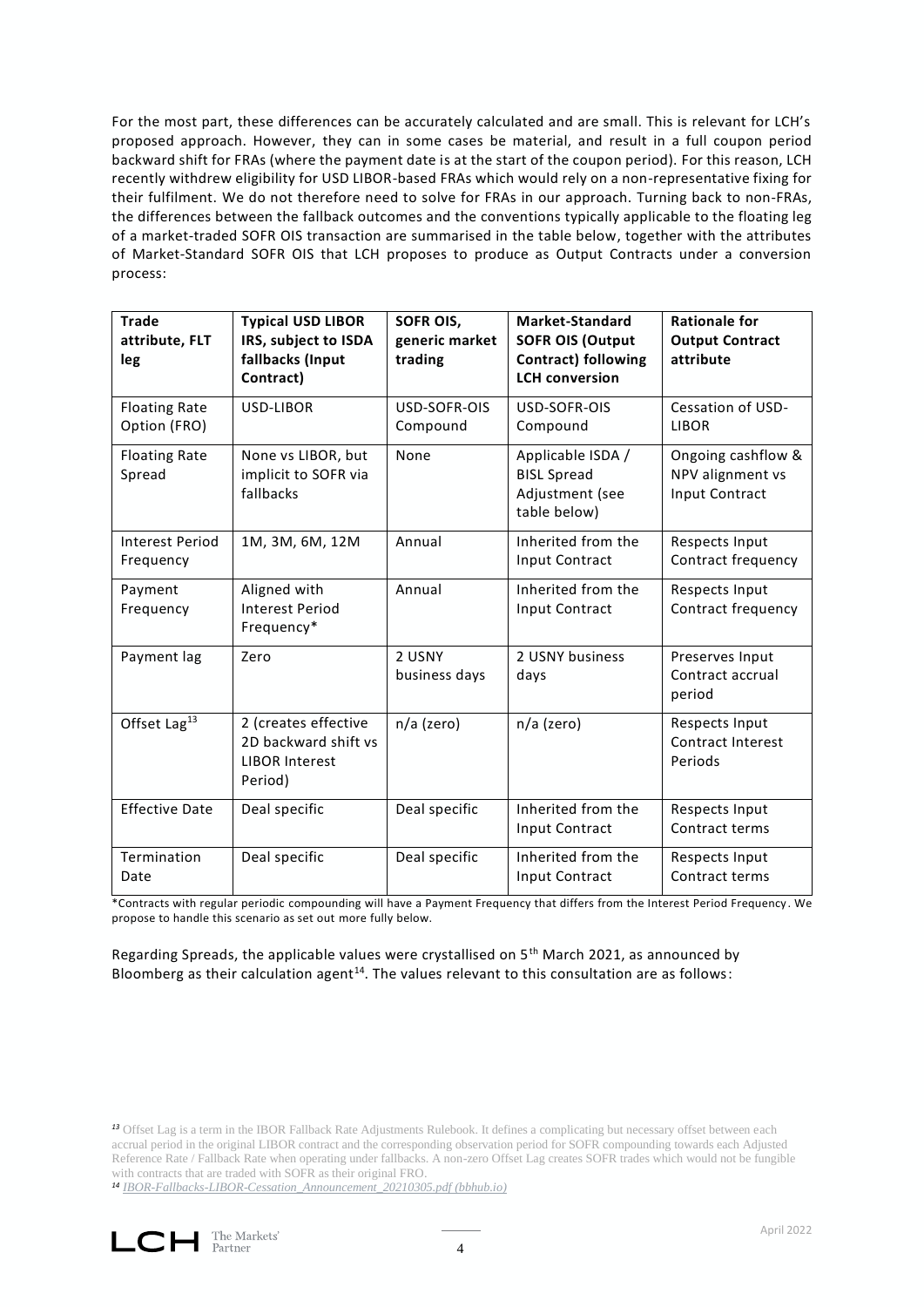For the most part, these differences can be accurately calculated and are small. This is relevant for LCH's proposed approach. However, they can in some cases be material, and result in a full coupon period backward shift for FRAs (where the payment date is at the start of the coupon period). For this reason, LCH recently withdrew eligibility for USD LIBOR-based FRAs which would rely on a non-representative fixing for their fulfilment. We do not therefore need to solve for FRAs in our approach. Turning back to non-FRAs, the differences between the fallback outcomes and the conventions typically applicable to the floating leg of a market-traded SOFR OIS transaction are summarised in the table below, together with the attributes of Market-Standard SOFR OIS that LCH proposes to produce as Output Contracts under a conversion process:

| **Trade attribute, FLT leg** | **Typical USD LIBOR IRS, subject to ISDA fallbacks (Input Contract)** | **SOFR OIS, generic market trading** | **Market-Standard SOFR OIS (Output Contract) following LCH conversion** | **Rationale for Output Contract attribute** |
|---|---|---|---|---|
| Floating Rate Option (FRO) | USD-LIBOR | USD-SOFR-OIS Compound | USD-SOFR-OIS Compound | Cessation of USD-LIBOR |
| Floating Rate Spread | None vs LIBOR, but implicit to SOFR via fallbacks | None | Applicable ISDA / BISL Spread Adjustment (see table below) | Ongoing cashflow & NPV alignment vs Input Contract |
| Interest Period Frequency | 1M, 3M, 6M, 12M | Annual | Inherited from the Input Contract | Respects Input Contract frequency |
| Payment Frequency | Aligned with Interest Period Frequency* | Annual | Inherited from the Input Contract | Respects Input Contract frequency |
| Payment lag | Zero | 2 USNY business days | 2 USNY business days | Preserves Input Contract accrual period |
| Offset Lag[13] | 2 (creates effective 2D backward shift vs LIBOR Interest Period) | n/a (zero) | n/a (zero) | Respects Input Contract Interest Periods |
| Effective Date | Deal specific | Deal specific | Inherited from the Input Contract | Respects Input Contract terms |
| Termination Date | Deal specific | Deal specific | Inherited from the Input Contract | Respects Input Contract terms |

*Contracts with regular periodic compounding will have a Payment Frequency that differs from the Interest Period Frequency. We propose to handle this scenario as set out more fully below.

Regarding Spreads, the applicable values were crystallised on 5th March 2021, as announced by Bloomberg as their calculation agent[14]. The values relevant to this consultation are as follows:

[13] Offset Lag is a term in the IBOR Fallback Rate Adjustments Rulebook. It defines a complicating but necessary offset between each accrual period in the original LIBOR contract and the corresponding observation period for SOFR compounding towards each Adjusted Reference Rate / Fallback Rate when operating under fallbacks. A non-zero Offset Lag creates SOFR trades which would not be fungible with contracts that are traded with SOFR as their original FRO.

[14] IBOR-Fallbacks-LIBOR-Cessation_Announcement_20210305.pdf (bbhub.io)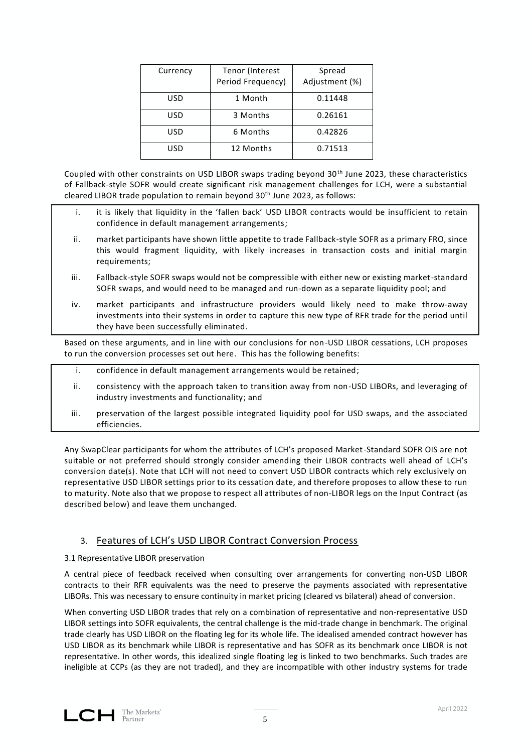| Currency | Tenor (Interest Period Frequency) | Spread Adjustment (%) |
|---|---|---|
| USD | 1 Month | 0.11448 |
| USD | 3 Months | 0.26161 |
| USD | 6 Months | 0.42826 |
| USD | 12 Months | 0.71513 |

Coupled with other constraints on USD LIBOR swaps trading beyond 30th June 2023, these characteristics of Fallback-style SOFR would create significant risk management challenges for LCH, were a substantial cleared LIBOR trade population to remain beyond 30th June 2023, as follows:

i. it is likely that liquidity in the 'fallen back' USD LIBOR contracts would be insufficient to retain confidence in default management arrangements;

ii. market participants have shown little appetite to trade Fallback-style SOFR as a primary FRO, since this would fragment liquidity, with likely increases in transaction costs and initial margin requirements;

iii. Fallback-style SOFR swaps would not be compressible with either new or existing market-standard SOFR swaps, and would need to be managed and run-down as a separate liquidity pool; and

iv. market participants and infrastructure providers would likely need to make throw-away investments into their systems in order to capture this new type of RFR trade for the period until they have been successfully eliminated.

Based on these arguments, and in line with our conclusions for non-USD LIBOR cessations, LCH proposes to run the conversion processes set out here. This has the following benefits:

i. confidence in default management arrangements would be retained;

ii. consistency with the approach taken to transition away from non-USD LIBORs, and leveraging of industry investments and functionality; and

iii. preservation of the largest possible integrated liquidity pool for USD swaps, and the associated efficiencies.

Any SwapClear participants for whom the attributes of LCH's proposed Market-Standard SOFR OIS are not suitable or not preferred should strongly consider amending their LIBOR contracts well ahead of LCH's conversion date(s). Note that LCH will not need to convert USD LIBOR contracts which rely exclusively on representative USD LIBOR settings prior to its cessation date, and therefore proposes to allow these to run to maturity. Note also that we propose to respect all attributes of non-LIBOR legs on the Input Contract (as described below) and leave them unchanged.

## 3. Features of LCH's USD LIBOR Contract Conversion Process

### 3.1 Representative LIBOR preservation

A central piece of feedback received when consulting over arrangements for converting non-USD LIBOR contracts to their RFR equivalents was the need to preserve the payments associated with representative LIBORs. This was necessary to ensure continuity in market pricing (cleared vs bilateral) ahead of conversion.

When converting USD LIBOR trades that rely on a combination of representative and non-representative USD LIBOR settings into SOFR equivalents, the central challenge is the mid-trade change in benchmark. The original trade clearly has USD LIBOR on the floating leg for its whole life. The idealised amended contract however has USD LIBOR as its benchmark while LIBOR is representative and has SOFR as its benchmark once LIBOR is not representative. In other words, this idealized single floating leg is linked to two benchmarks. Such trades are ineligible at CCPs (as they are not traded), and they are incompatible with other industry systems for trade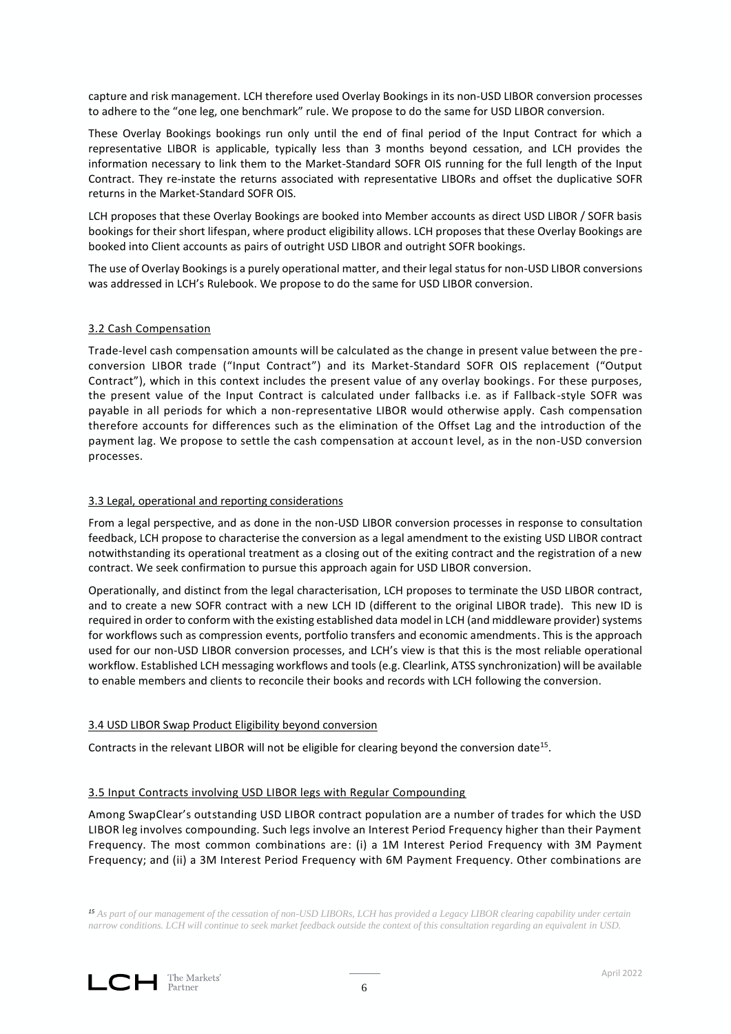capture and risk management. LCH therefore used Overlay Bookings in its non-USD LIBOR conversion processes to adhere to the "one leg, one benchmark" rule. We propose to do the same for USD LIBOR conversion.

These Overlay Bookings bookings run only until the end of final period of the Input Contract for which a representative LIBOR is applicable, typically less than 3 months beyond cessation, and LCH provides the information necessary to link them to the Market-Standard SOFR OIS running for the full length of the Input Contract. They re-instate the returns associated with representative LIBORs and offset the duplicative SOFR returns in the Market-Standard SOFR OIS.

LCH proposes that these Overlay Bookings are booked into Member accounts as direct USD LIBOR / SOFR basis bookings for their short lifespan, where product eligibility allows. LCH proposes that these Overlay Bookings are booked into Client accounts as pairs of outright USD LIBOR and outright SOFR bookings.

The use of Overlay Bookings is a purely operational matter, and their legal status for non-USD LIBOR conversions was addressed in LCH's Rulebook. We propose to do the same for USD LIBOR conversion.

### 3.2 Cash Compensation

Trade-level cash compensation amounts will be calculated as the change in present value between the pre-conversion LIBOR trade ("Input Contract") and its Market-Standard SOFR OIS replacement ("Output Contract"), which in this context includes the present value of any overlay bookings. For these purposes, the present value of the Input Contract is calculated under fallbacks i.e. as if Fallback-style SOFR was payable in all periods for which a non-representative LIBOR would otherwise apply. Cash compensation therefore accounts for differences such as the elimination of the Offset Lag and the introduction of the payment lag. We propose to settle the cash compensation at account level, as in the non-USD conversion processes.

### 3.3 Legal, operational and reporting considerations

From a legal perspective, and as done in the non-USD LIBOR conversion processes in response to consultation feedback, LCH propose to characterise the conversion as a legal amendment to the existing USD LIBOR contract notwithstanding its operational treatment as a closing out of the exiting contract and the registration of a new contract. We seek confirmation to pursue this approach again for USD LIBOR conversion.

Operationally, and distinct from the legal characterisation, LCH proposes to terminate the USD LIBOR contract, and to create a new SOFR contract with a new LCH ID (different to the original LIBOR trade). This new ID is required in order to conform with the existing established data model in LCH (and middleware provider) systems for workflows such as compression events, portfolio transfers and economic amendments. This is the approach used for our non-USD LIBOR conversion processes, and LCH's view is that this is the most reliable operational workflow. Established LCH messaging workflows and tools (e.g. Clearlink, ATSS synchronization) will be available to enable members and clients to reconcile their books and records with LCH following the conversion.

### 3.4 USD LIBOR Swap Product Eligibility beyond conversion

Contracts in the relevant LIBOR will not be eligible for clearing beyond the conversion date[15].

### 3.5 Input Contracts involving USD LIBOR legs with Regular Compounding

Among SwapClear's outstanding USD LIBOR contract population are a number of trades for which the USD LIBOR leg involves compounding. Such legs involve an Interest Period Frequency higher than their Payment Frequency. The most common combinations are: (i) a 1M Interest Period Frequency with 3M Payment Frequency; and (ii) a 3M Interest Period Frequency with 6M Payment Frequency. Other combinations are

*[15] As part of our management of the cessation of non-USD LIBORs, LCH has provided a Legacy LIBOR clearing capability under certain narrow conditions. LCH will continue to seek market feedback outside the context of this consultation regarding an equivalent in USD.*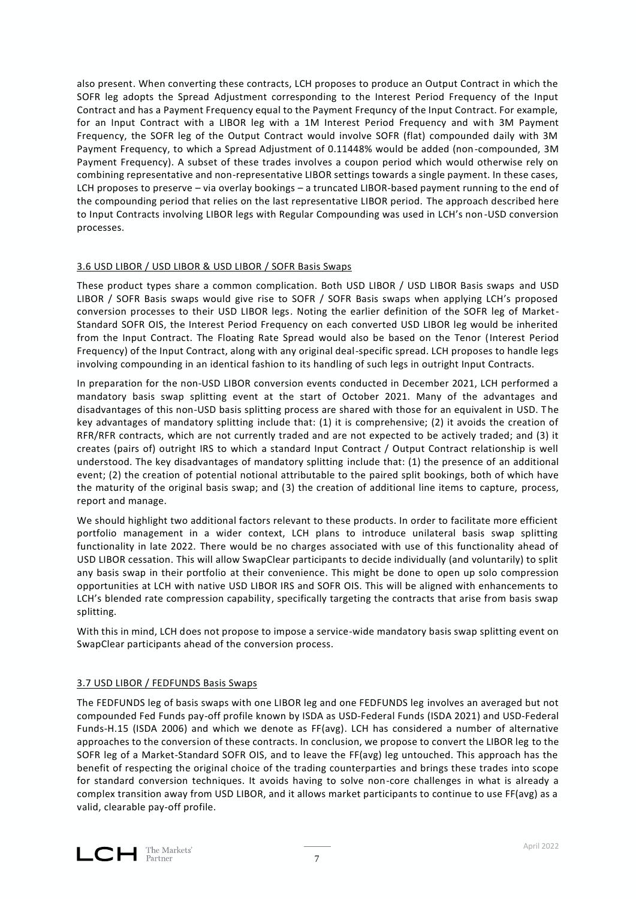also present. When converting these contracts, LCH proposes to produce an Output Contract in which the SOFR leg adopts the Spread Adjustment corresponding to the Interest Period Frequency of the Input Contract and has a Payment Frequency equal to the Payment Frequncy of the Input Contract. For example, for an Input Contract with a LIBOR leg with a 1M Interest Period Frequency and with 3M Payment Frequency, the SOFR leg of the Output Contract would involve SOFR (flat) compounded daily with 3M Payment Frequency, to which a Spread Adjustment of 0.11448% would be added (non-compounded, 3M Payment Frequency). A subset of these trades involves a coupon period which would otherwise rely on combining representative and non-representative LIBOR settings towards a single payment. In these cases, LCH proposes to preserve – via overlay bookings – a truncated LIBOR-based payment running to the end of the compounding period that relies on the last representative LIBOR period. The approach described here to Input Contracts involving LIBOR legs with Regular Compounding was used in LCH's non-USD conversion processes.

### 3.6 USD LIBOR / USD LIBOR & USD LIBOR / SOFR Basis Swaps

These product types share a common complication. Both USD LIBOR / USD LIBOR Basis swaps and USD LIBOR / SOFR Basis swaps would give rise to SOFR / SOFR Basis swaps when applying LCH's proposed conversion processes to their USD LIBOR legs. Noting the earlier definition of the SOFR leg of Market-Standard SOFR OIS, the Interest Period Frequency on each converted USD LIBOR leg would be inherited from the Input Contract. The Floating Rate Spread would also be based on the Tenor (Interest Period Frequency) of the Input Contract, along with any original deal-specific spread. LCH proposes to handle legs involving compounding in an identical fashion to its handling of such legs in outright Input Contracts.

In preparation for the non-USD LIBOR conversion events conducted in December 2021, LCH performed a mandatory basis swap splitting event at the start of October 2021. Many of the advantages and disadvantages of this non-USD basis splitting process are shared with those for an equivalent in USD. The key advantages of mandatory splitting include that: (1) it is comprehensive; (2) it avoids the creation of RFR/RFR contracts, which are not currently traded and are not expected to be actively traded; and (3) it creates (pairs of) outright IRS to which a standard Input Contract / Output Contract relationship is well understood. The key disadvantages of mandatory splitting include that: (1) the presence of an additional event; (2) the creation of potential notional attributable to the paired split bookings, both of which have the maturity of the original basis swap; and (3) the creation of additional line items to capture, process, report and manage.

We should highlight two additional factors relevant to these products. In order to facilitate more efficient portfolio management in a wider context, LCH plans to introduce unilateral basis swap splitting functionality in late 2022. There would be no charges associated with use of this functionality ahead of USD LIBOR cessation. This will allow SwapClear participants to decide individually (and voluntarily) to split any basis swap in their portfolio at their convenience. This might be done to open up solo compression opportunities at LCH with native USD LIBOR IRS and SOFR OIS. This will be aligned with enhancements to LCH's blended rate compression capability, specifically targeting the contracts that arise from basis swap splitting.

With this in mind, LCH does not propose to impose a service-wide mandatory basis swap splitting event on SwapClear participants ahead of the conversion process.

### 3.7 USD LIBOR / FEDFUNDS Basis Swaps

The FEDFUNDS leg of basis swaps with one LIBOR leg and one FEDFUNDS leg involves an averaged but not compounded Fed Funds pay-off profile known by ISDA as USD-Federal Funds (ISDA 2021) and USD-Federal Funds-H.15 (ISDA 2006) and which we denote as FF(avg). LCH has considered a number of alternative approaches to the conversion of these contracts. In conclusion, we propose to convert the LIBOR leg to the SOFR leg of a Market-Standard SOFR OIS, and to leave the FF(avg) leg untouched. This approach has the benefit of respecting the original choice of the trading counterparties and brings these trades into scope for standard conversion techniques. It avoids having to solve non-core challenges in what is already a complex transition away from USD LIBOR, and it allows market participants to continue to use FF(avg) as a valid, clearable pay-off profile.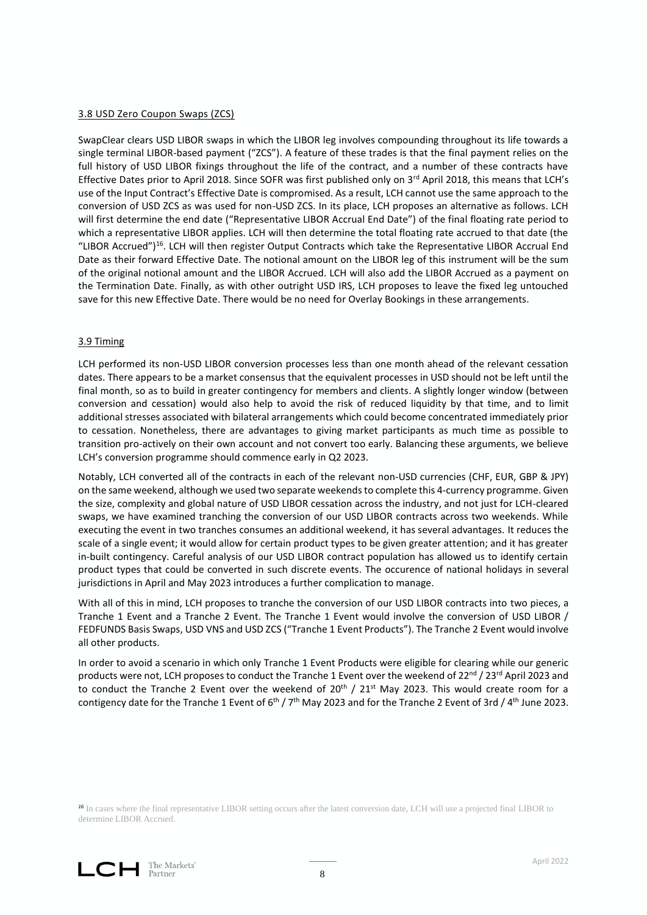### 3.8 USD Zero Coupon Swaps (ZCS)

SwapClear clears USD LIBOR swaps in which the LIBOR leg involves compounding throughout its life towards a single terminal LIBOR-based payment ("ZCS"). A feature of these trades is that the final payment relies on the full history of USD LIBOR fixings throughout the life of the contract, and a number of these contracts have Effective Dates prior to April 2018. Since SOFR was first published only on 3rd April 2018, this means that LCH's use of the Input Contract's Effective Date is compromised. As a result, LCH cannot use the same approach to the conversion of USD ZCS as was used for non-USD ZCS. In its place, LCH proposes an alternative as follows. LCH will first determine the end date ("Representative LIBOR Accrual End Date") of the final floating rate period to which a representative LIBOR applies. LCH will then determine the total floating rate accrued to that date (the "LIBOR Accrued")[16]. LCH will then register Output Contracts which take the Representative LIBOR Accrual End Date as their forward Effective Date. The notional amount on the LIBOR leg of this instrument will be the sum of the original notional amount and the LIBOR Accrued. LCH will also add the LIBOR Accrued as a payment on the Termination Date. Finally, as with other outright USD IRS, LCH proposes to leave the fixed leg untouched save for this new Effective Date. There would be no need for Overlay Bookings in these arrangements.

### 3.9 Timing

LCH performed its non-USD LIBOR conversion processes less than one month ahead of the relevant cessation dates. There appears to be a market consensus that the equivalent processes in USD should not be left until the final month, so as to build in greater contingency for members and clients. A slightly longer window (between conversion and cessation) would also help to avoid the risk of reduced liquidity by that time, and to limit additional stresses associated with bilateral arrangements which could become concentrated immediately prior to cessation. Nonetheless, there are advantages to giving market participants as much time as possible to transition pro-actively on their own account and not convert too early. Balancing these arguments, we believe LCH's conversion programme should commence early in Q2 2023.

Notably, LCH converted all of the contracts in each of the relevant non-USD currencies (CHF, EUR, GBP & JPY) on the same weekend, although we used two separate weekends to complete this 4-currency programme. Given the size, complexity and global nature of USD LIBOR cessation across the industry, and not just for LCH-cleared swaps, we have examined tranching the conversion of our USD LIBOR contracts across two weekends. While executing the event in two tranches consumes an additional weekend, it has several advantages. It reduces the scale of a single event; it would allow for certain product types to be given greater attention; and it has greater in-built contingency. Careful analysis of our USD LIBOR contract population has allowed us to identify certain product types that could be converted in such discrete events. The occurence of national holidays in several jurisdictions in April and May 2023 introduces a further complication to manage.

With all of this in mind, LCH proposes to tranche the conversion of our USD LIBOR contracts into two pieces, a Tranche 1 Event and a Tranche 2 Event. The Tranche 1 Event would involve the conversion of USD LIBOR / FEDFUNDS Basis Swaps, USD VNS and USD ZCS ("Tranche 1 Event Products"). The Tranche 2 Event would involve all other products.

In order to avoid a scenario in which only Tranche 1 Event Products were eligible for clearing while our generic products were not, LCH proposes to conduct the Tranche 1 Event over the weekend of 22nd / 23rd April 2023 and to conduct the Tranche 2 Event over the weekend of 20th / 21st May 2023. This would create room for a contigency date for the Tranche 1 Event of 6th / 7th May 2023 and for the Tranche 2 Event of 3rd / 4th June 2023.

[16] In cases where the final representative LIBOR setting occurs after the latest conversion date, LCH will use a projected final LIBOR to determine LIBOR Accrued.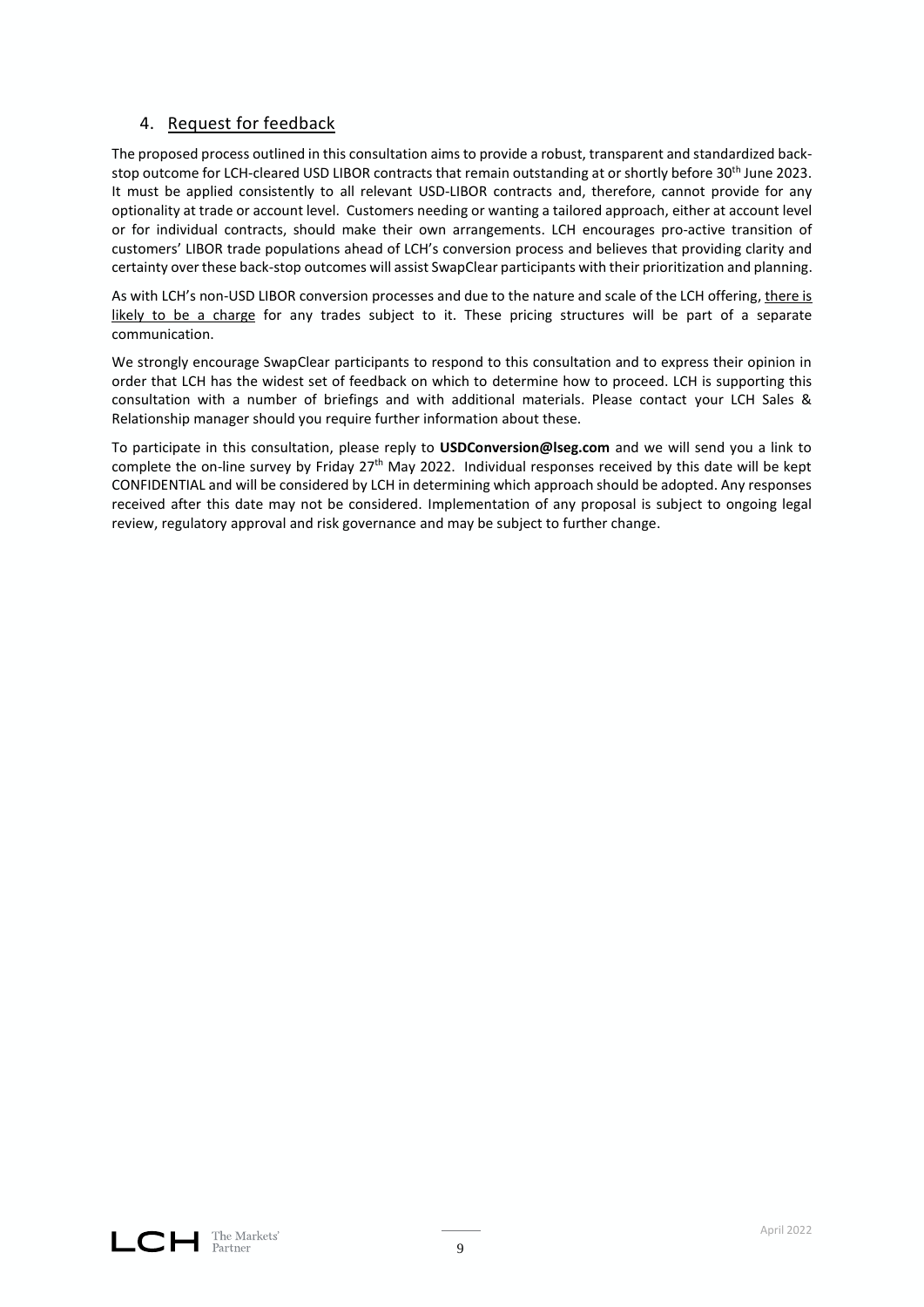## 4. Request for feedback

The proposed process outlined in this consultation aims to provide a robust, transparent and standardized back-stop outcome for LCH-cleared USD LIBOR contracts that remain outstanding at or shortly before 30th June 2023. It must be applied consistently to all relevant USD-LIBOR contracts and, therefore, cannot provide for any optionality at trade or account level. Customers needing or wanting a tailored approach, either at account level or for individual contracts, should make their own arrangements. LCH encourages pro-active transition of customers' LIBOR trade populations ahead of LCH's conversion process and believes that providing clarity and certainty over these back-stop outcomes will assist SwapClear participants with their prioritization and planning.

As with LCH's non-USD LIBOR conversion processes and due to the nature and scale of the LCH offering, there is likely to be a charge for any trades subject to it. These pricing structures will be part of a separate communication.

We strongly encourage SwapClear participants to respond to this consultation and to express their opinion in order that LCH has the widest set of feedback on which to determine how to proceed. LCH is supporting this consultation with a number of briefings and with additional materials. Please contact your LCH Sales & Relationship manager should you require further information about these.

To participate in this consultation, please reply to **USDConversion@lseg.com** and we will send you a link to complete the on-line survey by Friday 27th May 2022. Individual responses received by this date will be kept CONFIDENTIAL and will be considered by LCH in determining which approach should be adopted. Any responses received after this date may not be considered. Implementation of any proposal is subject to ongoing legal review, regulatory approval and risk governance and may be subject to further change.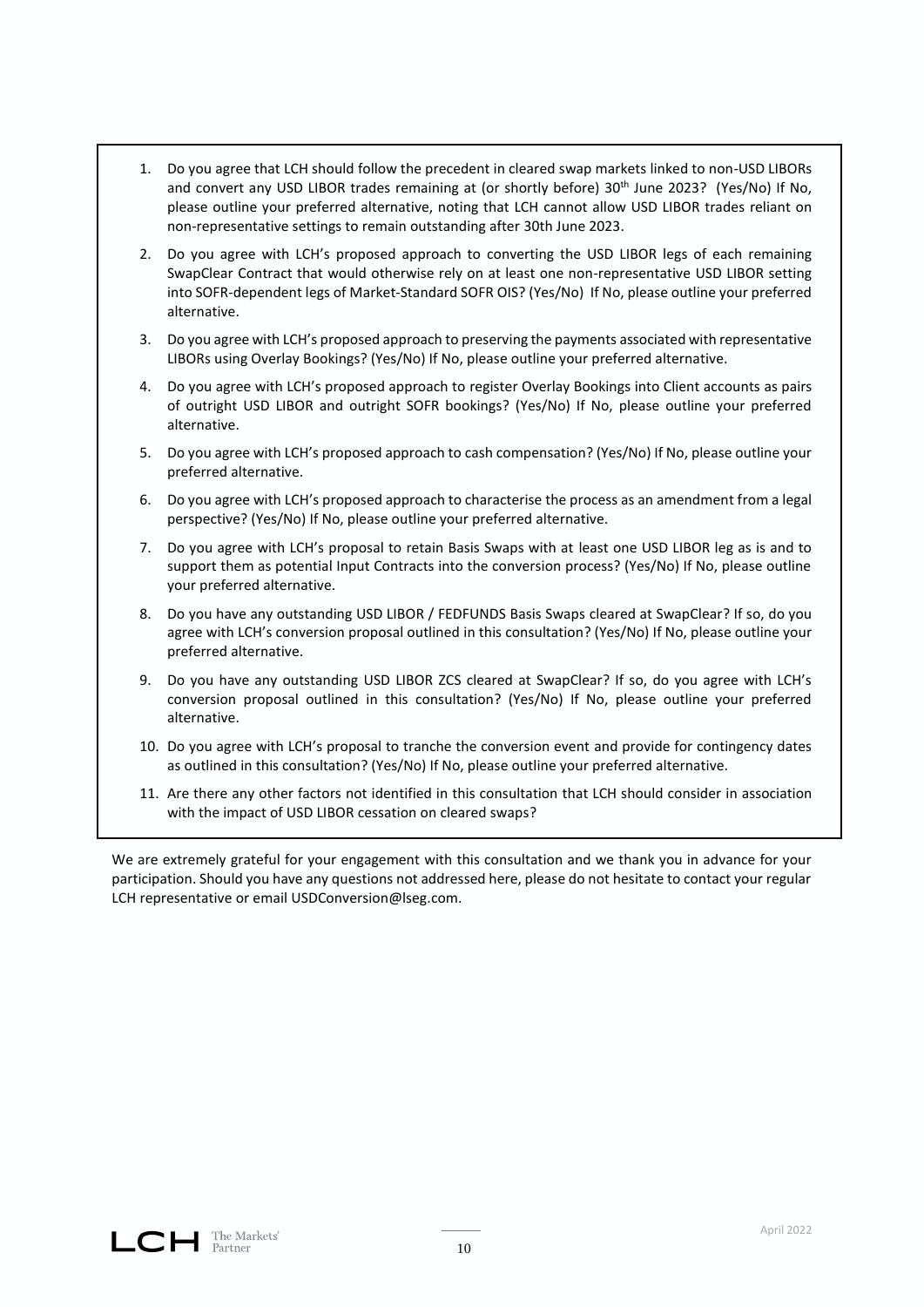1. Do you agree that LCH should follow the precedent in cleared swap markets linked to non-USD LIBORs and convert any USD LIBOR trades remaining at (or shortly before) 30th June 2023? (Yes/No) If No, please outline your preferred alternative, noting that LCH cannot allow USD LIBOR trades reliant on non-representative settings to remain outstanding after 30th June 2023.
2. Do you agree with LCH's proposed approach to converting the USD LIBOR legs of each remaining SwapClear Contract that would otherwise rely on at least one non-representative USD LIBOR setting into SOFR-dependent legs of Market-Standard SOFR OIS? (Yes/No) If No, please outline your preferred alternative.
3. Do you agree with LCH's proposed approach to preserving the payments associated with representative LIBORs using Overlay Bookings? (Yes/No) If No, please outline your preferred alternative.
4. Do you agree with LCH's proposed approach to register Overlay Bookings into Client accounts as pairs of outright USD LIBOR and outright SOFR bookings? (Yes/No) If No, please outline your preferred alternative.
5. Do you agree with LCH's proposed approach to cash compensation? (Yes/No) If No, please outline your preferred alternative.
6. Do you agree with LCH's proposed approach to characterise the process as an amendment from a legal perspective? (Yes/No) If No, please outline your preferred alternative.
7. Do you agree with LCH's proposal to retain Basis Swaps with at least one USD LIBOR leg as is and to support them as potential Input Contracts into the conversion process? (Yes/No) If No, please outline your preferred alternative.
8. Do you have any outstanding USD LIBOR / FEDFUNDS Basis Swaps cleared at SwapClear? If so, do you agree with LCH's conversion proposal outlined in this consultation? (Yes/No) If No, please outline your preferred alternative.
9. Do you have any outstanding USD LIBOR ZCS cleared at SwapClear? If so, do you agree with LCH's conversion proposal outlined in this consultation? (Yes/No) If No, please outline your preferred alternative.
10. Do you agree with LCH's proposal to tranche the conversion event and provide for contingency dates as outlined in this consultation? (Yes/No) If No, please outline your preferred alternative.
11. Are there any other factors not identified in this consultation that LCH should consider in association with the impact of USD LIBOR cessation on cleared swaps?

We are extremely grateful for your engagement with this consultation and we thank you in advance for your participation. Should you have any questions not addressed here, please do not hesitate to contact your regular LCH representative or email USDConversion@lseg.com.